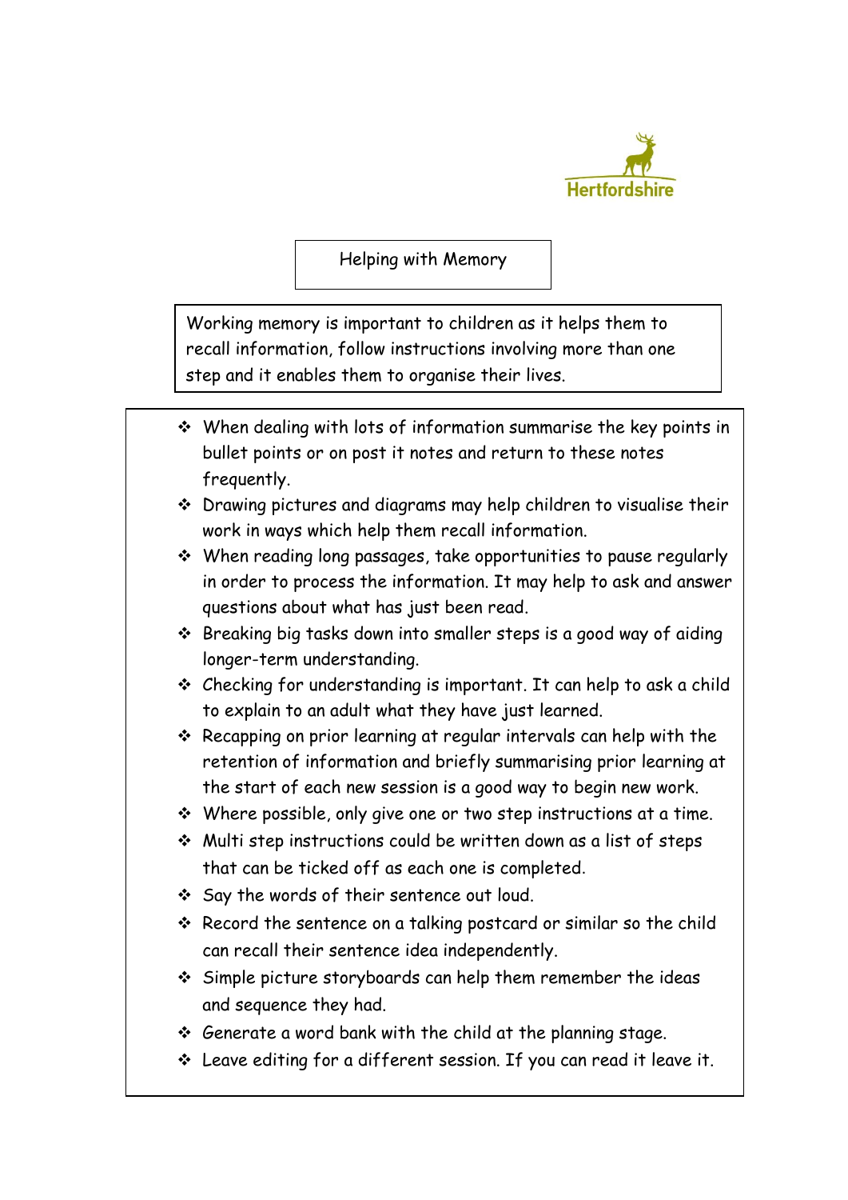Hertfordshire

# Helping with Memory

Working memory is important to children as it helps them to recall information, follow instructions involving more than one step and it enables them to organise their lives.

- When dealing with lots of information summarise the key points in bullet points or on post it notes and return to these notes frequently.
- Drawing pictures and diagrams may help children to visualise their work in ways which help them recall information.
- When reading long passages, take opportunities to pause regularly in order to process the information. It may help to ask and answer questions about what has just been read.
- Breaking big tasks down into smaller steps is a good way of aiding longer-term understanding.
- Checking for understanding is important. It can help to ask a child to explain to an adult what they have just learned.
- Recapping on prior learning at regular intervals can help with the retention of information and briefly summarising prior learning at the start of each new session is a good way to begin new work.
- Where possible, only give one or two step instructions at a time.
- Multi step instructions could be written down as a list of steps that can be ticked off as each one is completed.
- Say the words of their sentence out loud.
- Record the sentence on a talking postcard or similar so the child can recall their sentence idea independently.
- Simple picture storyboards can help them remember the ideas and sequence they had.
- Generate a word bank with the child at the planning stage.
- Leave editing for a different session. If you can read it leave it.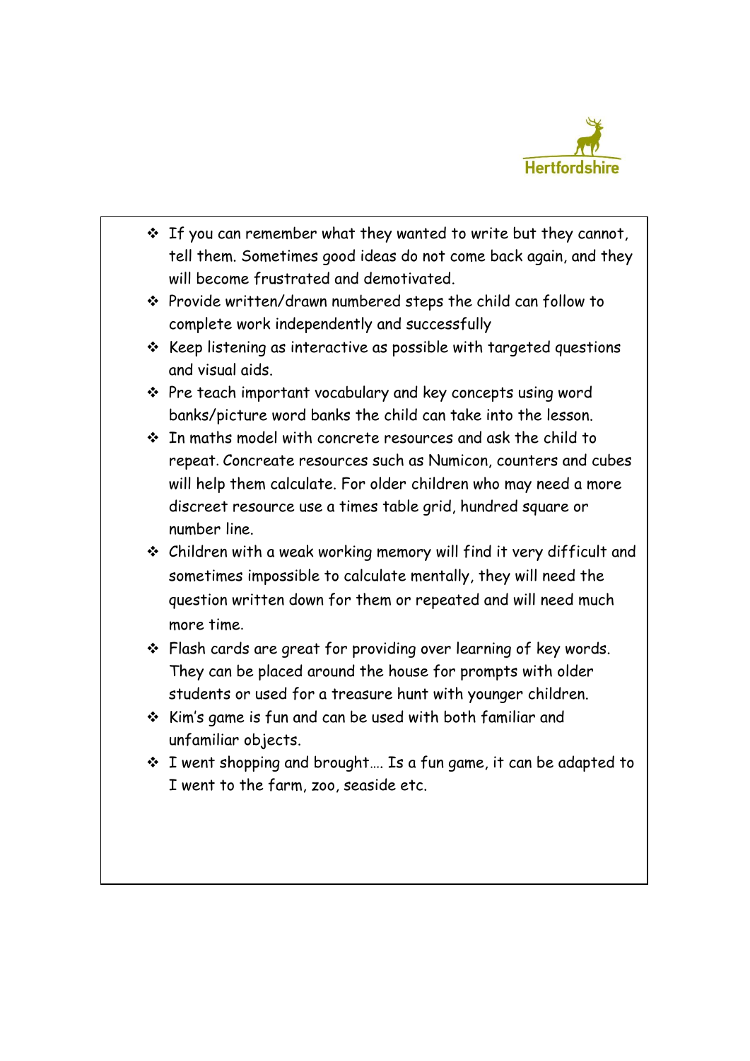- If you can remember what they wanted to write but they cannot, tell them. Sometimes good ideas do not come back again, and they will become frustrated and demotivated.
- Provide written/drawn numbered steps the child can follow to complete work independently and successfully
- Keep listening as interactive as possible with targeted questions and visual aids.
- Pre teach important vocabulary and key concepts using word banks/picture word banks the child can take into the lesson.
- In maths model with concrete resources and ask the child to repeat. Concreate resources such as Numicon, counters and cubes will help them calculate. For older children who may need a more discreet resource use a times table grid, hundred square or number line.
- Children with a weak working memory will find it very difficult and sometimes impossible to calculate mentally, they will need the question written down for them or repeated and will need much more time.
- Flash cards are great for providing over learning of key words. They can be placed around the house for prompts with older students or used for a treasure hunt with younger children.
- Kim's game is fun and can be used with both familiar and unfamiliar objects.
- I went shopping and brought…. Is a fun game, it can be adapted to I went to the farm, zoo, seaside etc.